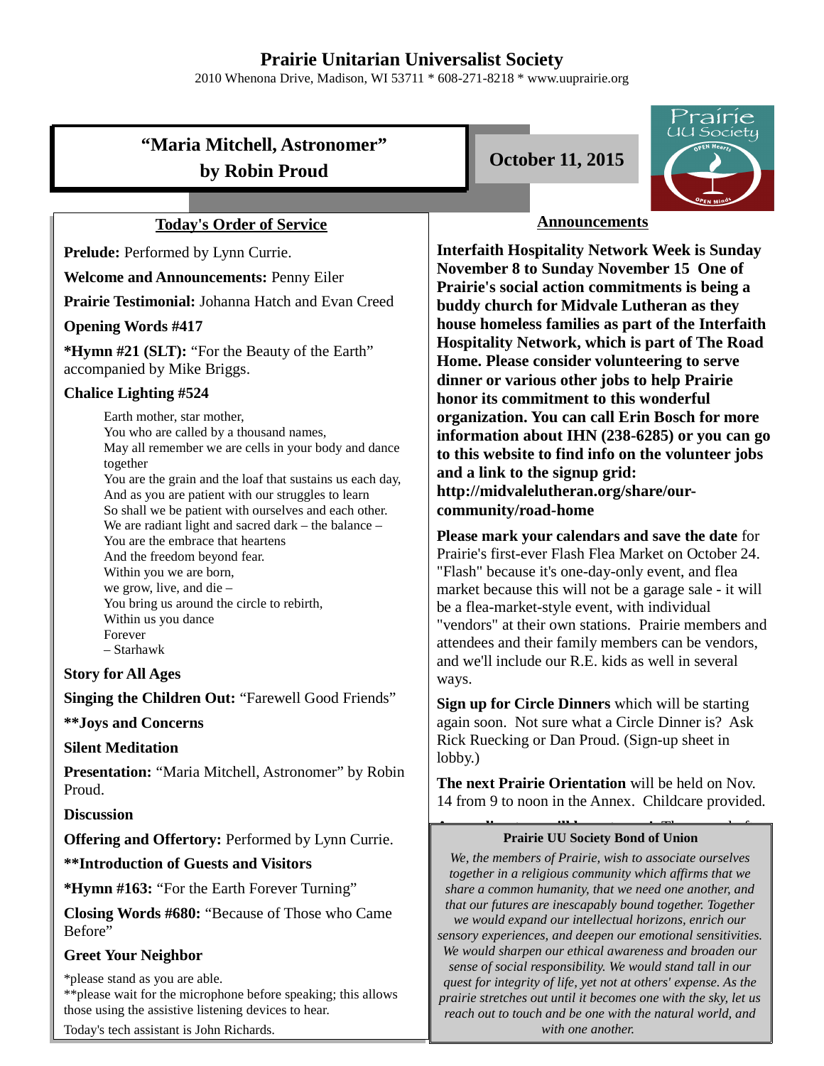# Prairie Unitarian Universalist Society

2010 Whenona Drive, Madison, WI 53711 * 608-271-8218 * www.uuprairie.org

## "Maria Mitchell, Astronomer" by Robin Proud

**October 11, 2015**

### Today's Order of Service

**Prelude:** Performed by Lynn Currie.

**Welcome and Announcements:** Penny Eiler

**Prairie Testimonial:** Johanna Hatch and Evan Creed

**Opening Words #417**

***Hymn #21 (SLT):** "For the Beauty of the Earth" accompanied by Mike Briggs.

**Chalice Lighting #524**

Earth mother, star mother,
You who are called by a thousand names,
May all remember we are cells in your body and dance together
You are the grain and the loaf that sustains us each day,
And as you are patient with our struggles to learn
So shall we be patient with ourselves and each other.
We are radiant light and sacred dark – the balance –
You are the embrace that heartens
And the freedom beyond fear.
Within you we are born,
we grow, live, and die –
You bring us around the circle to rebirth,
Within us you dance
Forever
– Starhawk

**Story for All Ages**

**Singing the Children Out:** "Farewell Good Friends"

****Joys and Concerns**

**Silent Meditation**

**Presentation:** "Maria Mitchell, Astronomer" by Robin Proud.

**Discussion**

**Offering and Offertory:** Performed by Lynn Currie.

****Introduction of Guests and Visitors**

***Hymn #163:** "For the Earth Forever Turning"

**Closing Words #680:** "Because of Those who Came Before"

**Greet Your Neighbor**

*please stand as you are able.
**please wait for the microphone before speaking; this allows those using the assistive listening devices to hear.

Today's tech assistant is John Richards.

### Announcements

**Interfaith Hospitality Network Week is Sunday November 8 to Sunday November 15 One of Prairie's social action commitments is being a buddy church for Midvale Lutheran as they house homeless families as part of the Interfaith Hospitality Network, which is part of The Road Home. Please consider volunteering to serve dinner or various other jobs to help Prairie honor its commitment to this wonderful organization. You can call Erin Bosch for more information about IHN (238-6285) or you can go to this website to find info on the volunteer jobs and a link to the signup grid: http://midvalelutheran.org/share/our-community/road-home**

**Please mark your calendars and save the date** for Prairie's first-ever Flash Flea Market on October 24. "Flash" because it's one-day-only event, and flea market because this will not be a garage sale - it will be a flea-market-style event, with individual "vendors" at their own stations. Prairie members and attendees and their family members can be vendors, and we'll include our R.E. kids as well in several ways.

**Sign up for Circle Dinners** which will be starting again soon. Not sure what a Circle Dinner is? Ask Rick Ruecking or Dan Proud. (Sign-up sheet in lobby.)

**The next Prairie Orientation** will be held on Nov. 14 from 9 to noon in the Annex. Childcare provided.

**Prairie UU Society Bond of Union**

*We, the members of Prairie, wish to associate ourselves together in a religious community which affirms that we share a common humanity, that we need one another, and that our futures are inescapably bound together. Together we would expand our intellectual horizons, enrich our sensory experiences, and deepen our emotional sensitivities. We would sharpen our ethical awareness and broaden our sense of social responsibility. We would stand tall in our quest for integrity of life, yet not at others' expense. As the prairie stretches out until it becomes one with the sky, let us reach out to touch and be one with the natural world, and with one another.*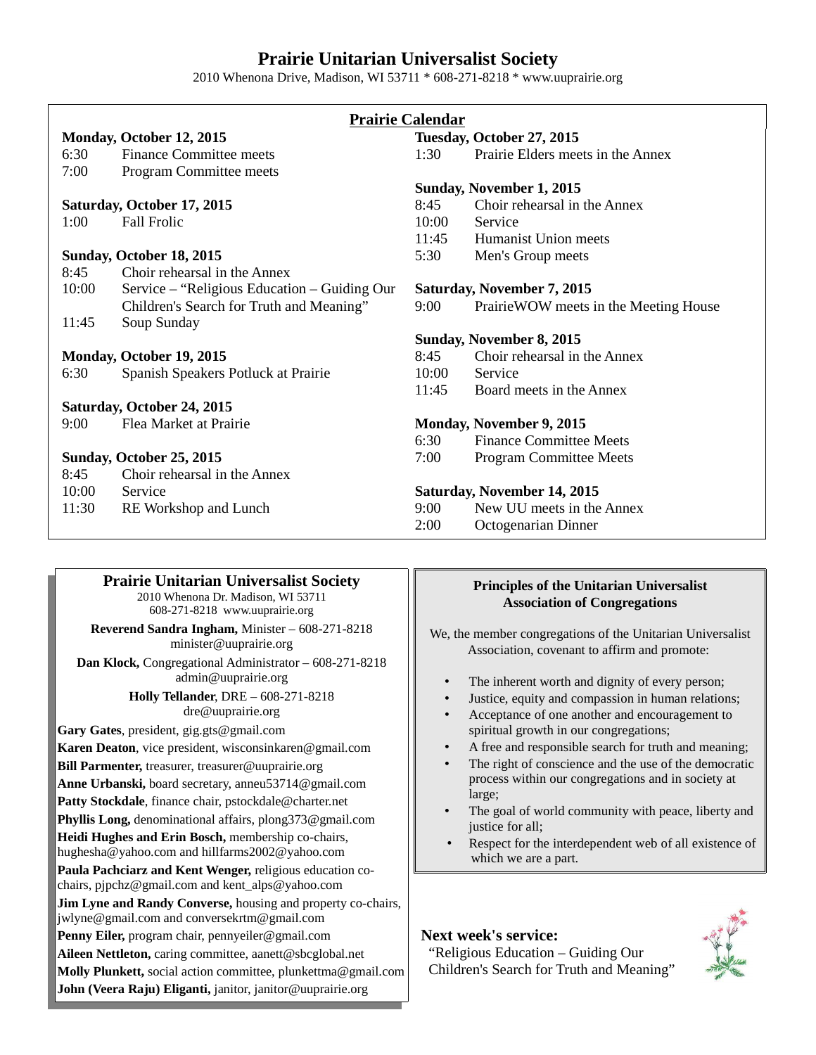# Prairie Unitarian Universalist Society

2010 Whenona Drive, Madison, WI 53711 * 608-271-8218 * www.uuprairie.org

## Prairie Calendar

**Monday, October 12, 2015**

6:30 Finance Committee meets
7:00 Program Committee meets

**Saturday, October 17, 2015**

1:00 Fall Frolic

**Sunday, October 18, 2015**

8:45 Choir rehearsal in the Annex
10:00 Service – "Religious Education – Guiding Our Children's Search for Truth and Meaning"
11:45 Soup Sunday

**Monday, October 19, 2015**

6:30 Spanish Speakers Potluck at Prairie

**Saturday, October 24, 2015**

9:00 Flea Market at Prairie

**Sunday, October 25, 2015**

8:45 Choir rehearsal in the Annex
10:00 Service
11:30 RE Workshop and Lunch

**Tuesday, October 27, 2015**

1:30 Prairie Elders meets in the Annex

**Sunday, November 1, 2015**

8:45 Choir rehearsal in the Annex
10:00 Service
11:45 Humanist Union meets
5:30 Men's Group meets

**Saturday, November 7, 2015**

9:00 PrairieWOW meets in the Meeting House

**Sunday, November 8, 2015**

8:45 Choir rehearsal in the Annex
10:00 Service
11:45 Board meets in the Annex

**Monday, November 9, 2015**

6:30 Finance Committee Meets
7:00 Program Committee Meets

**Saturday, November 14, 2015**

9:00 New UU meets in the Annex
2:00 Octogenarian Dinner

---

### Prairie Unitarian Universalist Society

2010 Whenona Dr. Madison, WI 53711
608-271-8218 www.uuprairie.org

**Reverend Sandra Ingham,** Minister – 608-271-8218
minister@uuprairie.org

**Dan Klock,** Congregational Administrator – 608-271-8218
admin@uuprairie.org

**Holly Tellander**, DRE – 608-271-8218
dre@uuprairie.org

**Gary Gates**, president, gig.gts@gmail.com
**Karen Deaton**, vice president, wisconsinkaren@gmail.com
**Bill Parmenter,** treasurer, treasurer@uuprairie.org
**Anne Urbanski,** board secretary, anneu53714@gmail.com
**Patty Stockdale**, finance chair, pstockdale@charter.net
**Phyllis Long,** denominational affairs, plong373@gmail.com
**Heidi Hughes and Erin Bosch,** membership co-chairs, hughesha@yahoo.com and hillfarms2002@yahoo.com
**Paula Pachciarz and Kent Wenger,** religious education co-chairs, pjpchz@gmail.com and kent_alps@yahoo.com
**Jim Lyne and Randy Converse,** housing and property co-chairs, jwlyne@gmail.com and conversekrtm@gmail.com
**Penny Eiler,** program chair, pennyeiler@gmail.com
**Aileen Nettleton,** caring committee, aanett@sbcglobal.net
**Molly Plunkett,** social action committee, plunkettma@gmail.com
**John (Veera Raju) Eliganti,** janitor, janitor@uuprairie.org

---

### Principles of the Unitarian Universalist Association of Congregations

We, the member congregations of the Unitarian Universalist Association, covenant to affirm and promote:

- The inherent worth and dignity of every person;
- Justice, equity and compassion in human relations;
- Acceptance of one another and encouragement to spiritual growth in our congregations;
- A free and responsible search for truth and meaning;
- The right of conscience and the use of the democratic process within our congregations and in society at large;
- The goal of world community with peace, liberty and justice for all;
- Respect for the interdependent web of all existence of which we are a part.

---

**Next week's service:**
"Religious Education – Guiding Our Children's Search for Truth and Meaning"